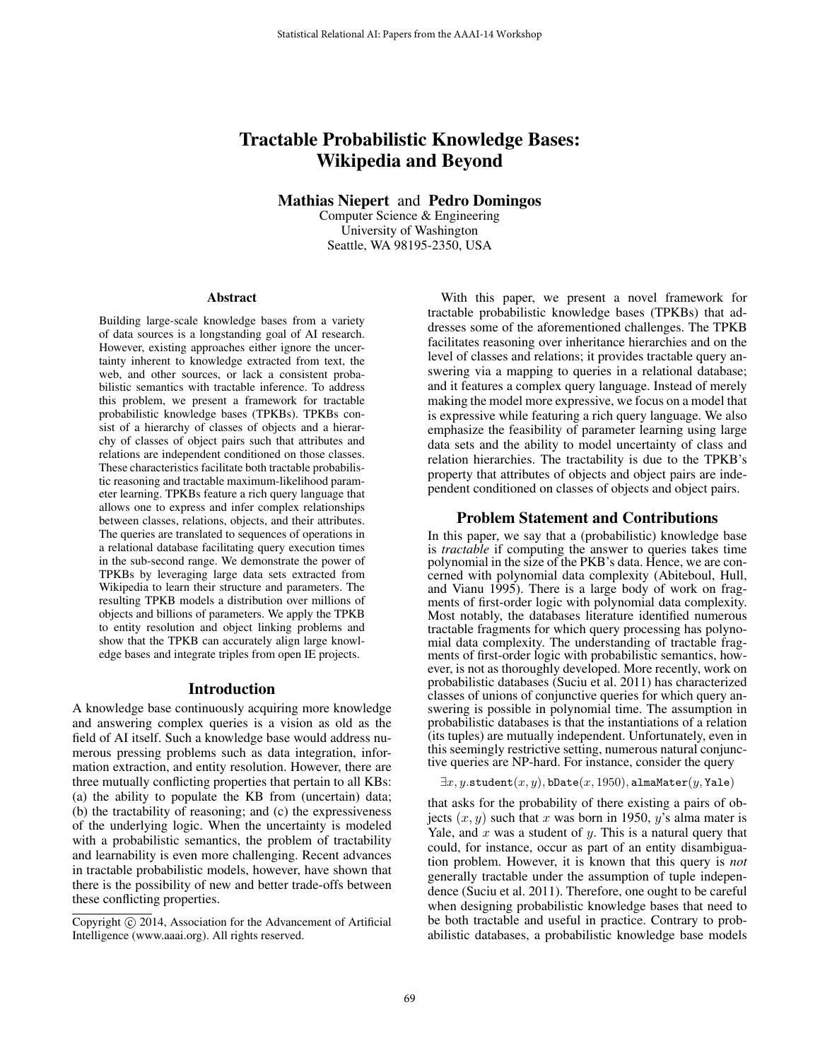# Tractable Probabilistic Knowledge Bases: Wikipedia and Beyond

**Mathias Niepert** and **Pedro Domingos**
Computer Science & Engineering
University of Washington
Seattle, WA 98195-2350, USA

## Abstract

Building large-scale knowledge bases from a variety of data sources is a longstanding goal of AI research. However, existing approaches either ignore the uncertainty inherent to knowledge extracted from text, the web, and other sources, or lack a consistent probabilistic semantics with tractable inference. To address this problem, we present a framework for tractable probabilistic knowledge bases (TPKBs). TPKBs consist of a hierarchy of classes of objects and a hierarchy of classes of object pairs such that attributes and relations are independent conditioned on those classes. These characteristics facilitate both tractable probabilistic reasoning and tractable maximum-likelihood parameter learning. TPKBs feature a rich query language that allows one to express and infer complex relationships between classes, relations, objects, and their attributes. The queries are translated to sequences of operations in a relational database facilitating query execution times in the sub-second range. We demonstrate the power of TPKBs by leveraging large data sets extracted from Wikipedia to learn their structure and parameters. The resulting TPKB models a distribution over millions of objects and billions of parameters. We apply the TPKB to entity resolution and object linking problems and show that the TPKB can accurately align large knowledge bases and integrate triples from open IE projects.

## Introduction

A knowledge base continuously acquiring more knowledge and answering complex queries is a vision as old as the field of AI itself. Such a knowledge base would address numerous pressing problems such as data integration, information extraction, and entity resolution. However, there are three mutually conflicting properties that pertain to all KBs: (a) the ability to populate the KB from (uncertain) data; (b) the tractability of reasoning; and (c) the expressiveness of the underlying logic. When the uncertainty is modeled with a probabilistic semantics, the problem of tractability and learnability is even more challenging. Recent advances in tractable probabilistic models, however, have shown that there is the possibility of new and better trade-offs between these conflicting properties.

Copyright © 2014, Association for the Advancement of Artificial Intelligence (www.aaai.org). All rights reserved.

With this paper, we present a novel framework for tractable probabilistic knowledge bases (TPKBs) that addresses some of the aforementioned challenges. The TPKB facilitates reasoning over inheritance hierarchies and on the level of classes and relations; it provides tractable query answering via a mapping to queries in a relational database; and it features a complex query language. Instead of merely making the model more expressive, we focus on a model that is expressive while featuring a rich query language. We also emphasize the feasibility of parameter learning using large data sets and the ability to model uncertainty of class and relation hierarchies. The tractability is due to the TPKB's property that attributes of objects and object pairs are independent conditioned on classes of objects and object pairs.

## Problem Statement and Contributions

In this paper, we say that a (probabilistic) knowledge base is *tractable* if computing the answer to queries takes time polynomial in the size of the PKB's data. Hence, we are concerned with polynomial data complexity (Abiteboul, Hull, and Vianu 1995). There is a large body of work on fragments of first-order logic with polynomial data complexity. Most notably, the databases literature identified numerous tractable fragments for which query processing has polynomial data complexity. The understanding of tractable fragments of first-order logic with probabilistic semantics, however, is not as thoroughly developed. More recently, work on probabilistic databases (Suciu et al. 2011) has characterized classes of unions of conjunctive queries for which query answering is possible in polynomial time. The assumption in probabilistic databases is that the instantiations of a relation (its tuples) are mutually independent. Unfortunately, even in this seemingly restrictive setting, numerous natural conjunctive queries are NP-hard. For instance, consider the query

$$\exists x, y. \texttt{student}(x, y), \texttt{bDate}(x, 1950), \texttt{almaMater}(y, \texttt{Yale})$$

that asks for the probability of there existing a pairs of objects $(x, y)$ such that $x$ was born in 1950, $y$'s alma mater is Yale, and $x$ was a student of $y$. This is a natural query that could, for instance, occur as part of an entity disambiguation problem. However, it is known that this query is *not* generally tractable under the assumption of tuple independence (Suciu et al. 2011). Therefore, one ought to be careful when designing probabilistic knowledge bases that need to be both tractable and useful in practice. Contrary to probabilistic databases, a probabilistic knowledge base models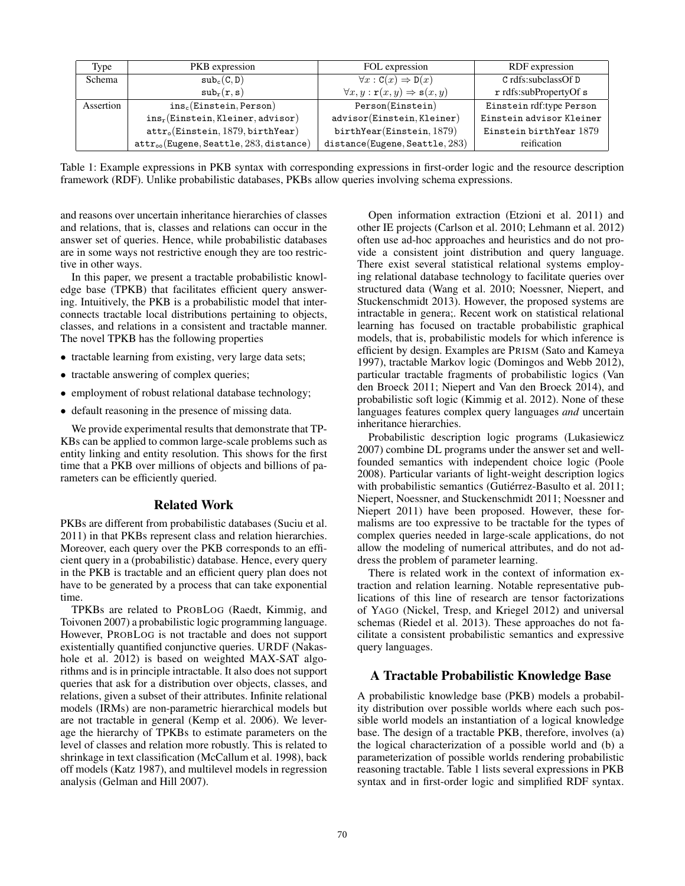| Type | PKB expression | FOL expression | RDF expression |
|---|---|---|---|
| Schema | $\mathtt{sub_c(C, D)}$ | $\forall x : \mathtt{C}(x) \Rightarrow \mathtt{D}(x)$ | C rdfs:subclassOf D |
| | $\mathtt{sub_r(r, s)}$ | $\forall x, y : \mathtt{r}(x, y) \Rightarrow \mathtt{s}(x, y)$ | r rdfs:subPropertyOf s |
| Assertion | $\mathtt{ins_c(Einstein, Person)}$ | Person(Einstein) | Einstein rdf:type Person |
| | $\mathtt{ins_r(Einstein, Kleiner, advisor)}$ | advisor(Einstein, Kleiner) | Einstein advisor Kleiner |
| | $\mathtt{attr_o(Einstein, 1879, birthYear)}$ | birthYear(Einstein, 1879) | Einstein birthYear 1879 |
| | $\mathtt{attr_{oo}(Eugene, Seattle, 283, distance)}$ | distance(Eugene, Seattle, 283) | reification |

Table 1: Example expressions in PKB syntax with corresponding expressions in first-order logic and the resource description framework (RDF). Unlike probabilistic databases, PKBs allow queries involving schema expressions.

and reasons over uncertain inheritance hierarchies of classes and relations, that is, classes and relations can occur in the answer set of queries. Hence, while probabilistic databases are in some ways not restrictive enough they are too restrictive in other ways.

In this paper, we present a tractable probabilistic knowledge base (TPKB) that facilitates efficient query answering. Intuitively, the PKB is a probabilistic model that interconnects tractable local distributions pertaining to objects, classes, and relations in a consistent and tractable manner. The novel TPKB has the following properties

- tractable learning from existing, very large data sets;
- tractable answering of complex queries;
- employment of robust relational database technology;
- default reasoning in the presence of missing data.

We provide experimental results that demonstrate that TPKBs can be applied to common large-scale problems such as entity linking and entity resolution. This shows for the first time that a PKB over millions of objects and billions of parameters can be efficiently queried.

## Related Work

PKBs are different from probabilistic databases (Suciu et al. 2011) in that PKBs represent class and relation hierarchies. Moreover, each query over the PKB corresponds to an efficient query in a (probabilistic) database. Hence, every query in the PKB is tractable and an efficient query plan does not have to be generated by a process that can take exponential time.

TPKBs are related to PROBLOG (Raedt, Kimmig, and Toivonen 2007) a probabilistic logic programming language. However, PROBLOG is not tractable and does not support existentially quantified conjunctive queries. URDF (Nakashole et al. 2012) is based on weighted MAX-SAT algorithms and is in principle intractable. It also does not support queries that ask for a distribution over objects, classes, and relations, given a subset of their attributes. Infinite relational models (IRMs) are non-parametric hierarchical models but are not tractable in general (Kemp et al. 2006). We leverage the hierarchy of TPKBs to estimate parameters on the level of classes and relation more robustly. This is related to shrinkage in text classification (McCallum et al. 1998), back off models (Katz 1987), and multilevel models in regression analysis (Gelman and Hill 2007).

Open information extraction (Etzioni et al. 2011) and other IE projects (Carlson et al. 2010; Lehmann et al. 2012) often use ad-hoc approaches and heuristics and do not provide a consistent joint distribution and query language. There exist several statistical relational systems employing relational database technology to facilitate queries over structured data (Wang et al. 2010; Noessner, Niepert, and Stuckenschmidt 2013). However, the proposed systems are intractable in genera;. Recent work on statistical relational learning has focused on tractable probabilistic graphical models, that is, probabilistic models for which inference is efficient by design. Examples are PRISM (Sato and Kameya 1997), tractable Markov logic (Domingos and Webb 2012), particular tractable fragments of probabilistic logics (Van den Broeck 2011; Niepert and Van den Broeck 2014), and probabilistic soft logic (Kimmig et al. 2012). None of these languages features complex query languages *and* uncertain inheritance hierarchies.

Probabilistic description logic programs (Lukasiewicz 2007) combine DL programs under the answer set and well-founded semantics with independent choice logic (Poole 2008). Particular variants of light-weight description logics with probabilistic semantics (Gutiérrez-Basulto et al. 2011; Niepert, Noessner, and Stuckenschmidt 2011; Noessner and Niepert 2011) have been proposed. However, these formalisms are too expressive to be tractable for the types of complex queries needed in large-scale applications, do not allow the modeling of numerical attributes, and do not address the problem of parameter learning.

There is related work in the context of information extraction and relation learning. Notable representative publications of this line of research are tensor factorizations of YAGO (Nickel, Tresp, and Kriegel 2012) and universal schemas (Riedel et al. 2013). These approaches do not facilitate a consistent probabilistic semantics and expressive query languages.

## A Tractable Probabilistic Knowledge Base

A probabilistic knowledge base (PKB) models a probability distribution over possible worlds where each such possible world models an instantiation of a logical knowledge base. The design of a tractable PKB, therefore, involves (a) the logical characterization of a possible world and (b) a parameterization of possible worlds rendering probabilistic reasoning tractable. Table 1 lists several expressions in PKB syntax and in first-order logic and simplified RDF syntax.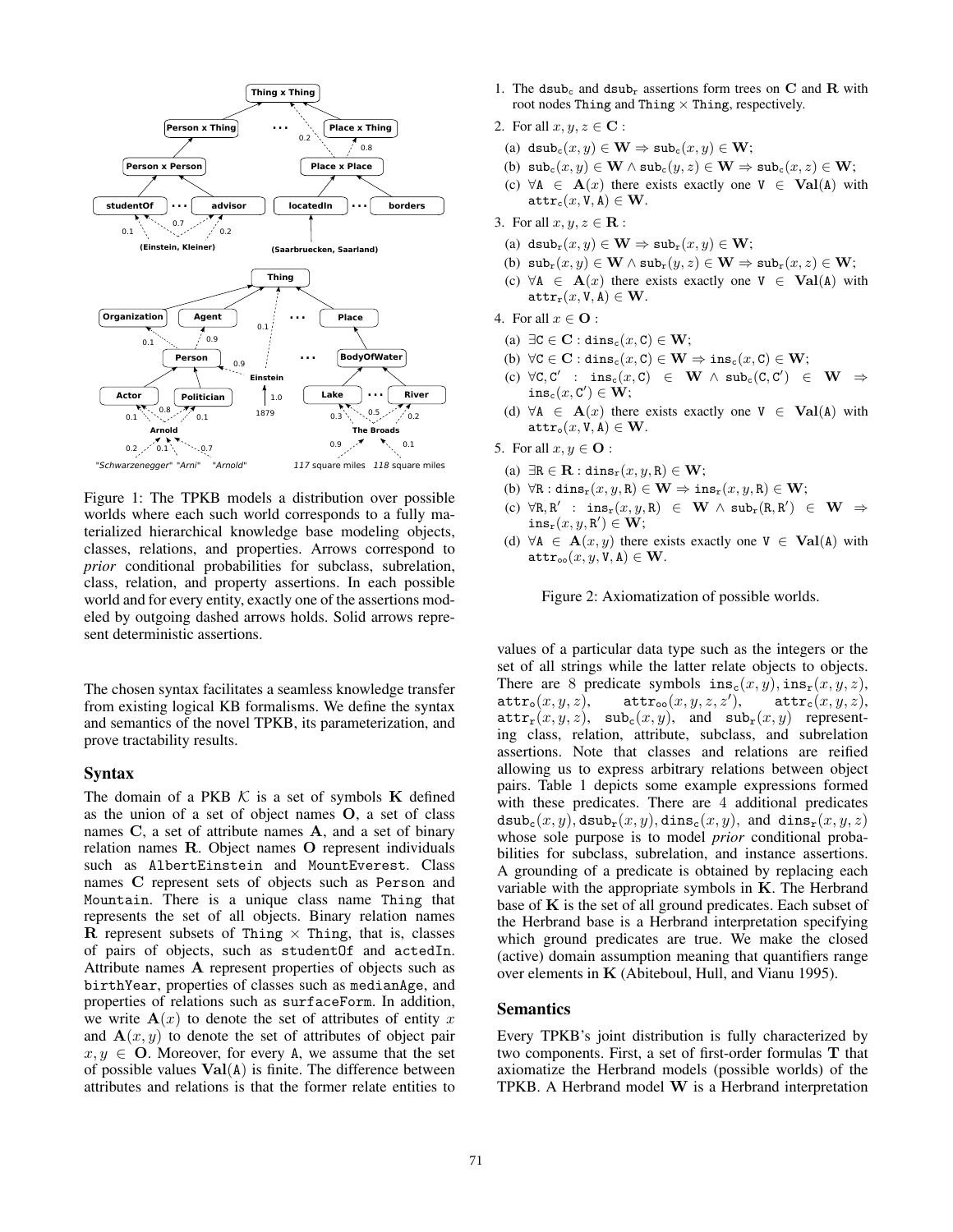Figure 1: The TPKB models a distribution over possible worlds where each such world corresponds to a fully materialized hierarchical knowledge base modeling objects, classes, relations, and properties. Arrows correspond to *prior* conditional probabilities for subclass, subrelation, class, relation, and property assertions. In each possible world and for every entity, exactly one of the assertions modeled by outgoing dashed arrows holds. Solid arrows represent deterministic assertions.

The chosen syntax facilitates a seamless knowledge transfer from existing logical KB formalisms. We define the syntax and semantics of the novel TPKB, its parameterization, and prove tractability results.

## Syntax

The domain of a PKB $\mathcal{K}$ is a set of symbols $\mathbf{K}$ defined as the union of a set of object names $\mathbf{O}$, a set of class names $\mathbf{C}$, a set of attribute names $\mathbf{A}$, and a set of binary relation names $\mathbf{R}$. Object names $\mathbf{O}$ represent individuals such as AlbertEinstein and MountEverest. Class names $\mathbf{C}$ represent sets of objects such as Person and Mountain. There is a unique class name Thing that represents the set of all objects. Binary relation names $\mathbf{R}$ represent subsets of Thing $\times$ Thing, that is, classes of pairs of objects, such as studentOf and actedIn. Attribute names $\mathbf{A}$ represent properties of objects such as birthYear, properties of classes such as medianAge, and properties of relations such as surfaceForm. In addition, we write $\mathbf{A}(x)$ to denote the set of attributes of entity $x$ and $\mathbf{A}(x, y)$ to denote the set of attributes of object pair $x, y \in \mathbf{O}$. Moreover, for every A, we assume that the set of possible values $\mathbf{Val}(\mathtt{A})$ is finite. The difference between attributes and relations is that the former relate entities to values of a particular data type such as the integers or the set of all strings while the latter relate objects to objects. There are 8 predicate symbols $\mathtt{ins_c}(x, y), \mathtt{ins_r}(x, y, z)$, $\mathtt{attr_o}(x, y, z)$, $\mathtt{attr_{oo}}(x, y, z, z')$, $\mathtt{attr_c}(x, y, z)$, $\mathtt{attr_r}(x, y, z)$, $\mathtt{sub_c}(x, y)$, and $\mathtt{sub_r}(x, y)$ representing class, relation, attribute, subclass, and subrelation assertions. Note that classes and relations are reified allowing us to express arbitrary relations between object pairs. Table 1 depicts some example expressions formed with these predicates. There are 4 additional predicates $\mathtt{dsub_c}(x, y), \mathtt{dsub_r}(x, y), \mathtt{dins_c}(x, y)$, and $\mathtt{dins_r}(x, y, z)$ whose sole purpose is to model *prior* conditional probabilities for subclass, subrelation, and instance assertions. A grounding of a predicate is obtained by replacing each variable with the appropriate symbols in $\mathbf{K}$. The Herbrand base of $\mathbf{K}$ is the set of all ground predicates. Each subset of the Herbrand base is a Herbrand interpretation specifying which ground predicates are true. We make the closed (active) domain assumption meaning that quantifiers range over elements in $\mathbf{K}$ (Abiteboul, Hull, and Vianu 1995).

1. The $\mathtt{dsub_c}$ and $\mathtt{dsub_r}$ assertions form trees on $\mathbf{C}$ and $\mathbf{R}$ with root nodes Thing and Thing $\times$ Thing, respectively.
2. For all $x, y, z \in \mathbf{C}$ :
   (a) $\mathtt{dsub_c}(x, y) \in \mathbf{W} \Rightarrow \mathtt{sub_c}(x, y) \in \mathbf{W}$;
   (b) $\mathtt{sub_c}(x, y) \in \mathbf{W} \wedge \mathtt{sub_c}(y, z) \in \mathbf{W} \Rightarrow \mathtt{sub_c}(x, z) \in \mathbf{W}$;
   (c) $\forall \mathtt{A} \in \mathbf{A}(x)$ there exists exactly one $\mathtt{V} \in \mathbf{Val}(\mathtt{A})$ with $\mathtt{attr_c}(x, \mathtt{V}, \mathtt{A}) \in \mathbf{W}$.
3. For all $x, y, z \in \mathbf{R}$ :
   (a) $\mathtt{dsub_r}(x, y) \in \mathbf{W} \Rightarrow \mathtt{sub_r}(x, y) \in \mathbf{W}$;
   (b) $\mathtt{sub_r}(x, y) \in \mathbf{W} \wedge \mathtt{sub_r}(y, z) \in \mathbf{W} \Rightarrow \mathtt{sub_r}(x, z) \in \mathbf{W}$;
   (c) $\forall \mathtt{A} \in \mathbf{A}(x)$ there exists exactly one $\mathtt{V} \in \mathbf{Val}(\mathtt{A})$ with $\mathtt{attr_r}(x, \mathtt{V}, \mathtt{A}) \in \mathbf{W}$.
4. For all $x \in \mathbf{O}$ :
   (a) $\exists \mathtt{C} \in \mathbf{C} : \mathtt{dins_c}(x, \mathtt{C}) \in \mathbf{W}$;
   (b) $\forall \mathtt{C} \in \mathbf{C} : \mathtt{dins_c}(x, \mathtt{C}) \in \mathbf{W} \Rightarrow \mathtt{ins_c}(x, \mathtt{C}) \in \mathbf{W}$;
   (c) $\forall \mathtt{C}, \mathtt{C'} : \mathtt{ins_c}(x, \mathtt{C}) \in \mathbf{W} \wedge \mathtt{sub_c}(\mathtt{C}, \mathtt{C'}) \in \mathbf{W} \Rightarrow \mathtt{ins_c}(x, \mathtt{C'}) \in \mathbf{W}$;
   (d) $\forall \mathtt{A} \in \mathbf{A}(x)$ there exists exactly one $\mathtt{V} \in \mathbf{Val}(\mathtt{A})$ with $\mathtt{attr_o}(x, \mathtt{V}, \mathtt{A}) \in \mathbf{W}$.
5. For all $x, y \in \mathbf{O}$ :
   (a) $\exists \mathtt{R} \in \mathbf{R} : \mathtt{dins_r}(x, y, \mathtt{R}) \in \mathbf{W}$;
   (b) $\forall \mathtt{R} : \mathtt{dins_r}(x, y, \mathtt{R}) \in \mathbf{W} \Rightarrow \mathtt{ins_r}(x, y, \mathtt{R}) \in \mathbf{W}$;
   (c) $\forall \mathtt{R}, \mathtt{R'} : \mathtt{ins_r}(x, y, \mathtt{R}) \in \mathbf{W} \wedge \mathtt{sub_r}(\mathtt{R}, \mathtt{R'}) \in \mathbf{W} \Rightarrow \mathtt{ins_r}(x, y, \mathtt{R'}) \in \mathbf{W}$;
   (d) $\forall \mathtt{A} \in \mathbf{A}(x, y)$ there exists exactly one $\mathtt{V} \in \mathbf{Val}(\mathtt{A})$ with $\mathtt{attr_{oo}}(x, y, \mathtt{V}, \mathtt{A}) \in \mathbf{W}$.

Figure 2: Axiomatization of possible worlds.

## Semantics

Every TPKB's joint distribution is fully characterized by two components. First, a set of first-order formulas $\mathbf{T}$ that axiomatize the Herbrand models (possible worlds) of the TPKB. A Herbrand model $\mathbf{W}$ is a Herbrand interpretation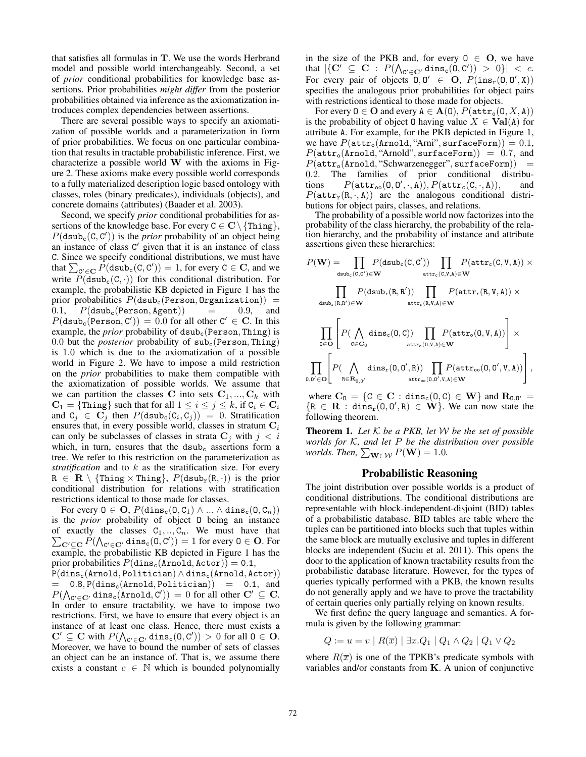that satisfies all formulas in $\mathbf{T}$. We use the words Herbrand model and possible world interchangeably. Second, a set of *prior* conditional probabilities for knowledge base assertions. Prior probabilities *might differ* from the posterior probabilities obtained via inference as the axiomatization introduces complex dependencies between assertions.

There are several possible ways to specify an axiomatization of possible worlds and a parameterization in form of prior probabilities. We focus on one particular combination that results in tractable probabilistic inference. First, we characterize a possible world $\mathbf{W}$ with the axioms in Figure 2. These axioms make every possible world corresponds to a fully materialized description logic based ontology with classes, roles (binary predicates), individuals (objects), and concrete domains (attributes) (Baader et al. 2003).

Second, we specify *prior* conditional probabilities for assertions of the knowledge base. For every $\mathtt{C} \in \mathbf{C} \setminus \{\mathtt{Thing}\}$, $P(\mathtt{dsub_c}(\mathtt{C}, \mathtt{C}'))$ is the *prior* probability of an object being an instance of class $\mathtt{C}'$ given that it is an instance of class $\mathtt{C}$. Since we specify conditional distributions, we must have that $\sum_{\mathtt{C}' \in \mathbf{C}} P(\mathtt{dsub_c}(\mathtt{C}, \mathtt{C}')) = 1$, for every $\mathtt{C} \in \mathbf{C}$, and we write $P(\mathtt{dsub_c}(\mathtt{C}, \cdot))$ for this conditional distribution. For example, the probabilistic KB depicted in Figure 1 has the prior probabilities $P(\mathtt{dsub_c}(\mathtt{Person}, \mathtt{Organization})) = 0.1$, $P(\mathtt{dsub_c}(\mathtt{Person}, \mathtt{Agent})) = 0.9$, and $P(\mathtt{dsub_c}(\mathtt{Person}, \mathtt{C}')) = 0.0$ for all other $\mathtt{C}' \in \mathbf{C}$. In this example, the *prior* probability of $\mathtt{dsub_c}(\mathtt{Person}, \mathtt{Thing})$ is $0.0$ but the *posterior* probability of $\mathtt{sub_c}(\mathtt{Person}, \mathtt{Thing})$ is $1.0$ which is due to the axiomatization of a possible world in Figure 2. We have to impose a mild restriction on the *prior* probabilities to make them compatible with the axiomatization of possible worlds. We assume that we can partition the classes $\mathbf{C}$ into sets $\mathbf{C}_1, ..., \mathbf{C}_k$ with $\mathbf{C}_1 = \{\mathtt{Thing}\}$ such that for all $1 \leq i \leq j \leq k$, if $\mathtt{C}_i \in \mathbf{C}_i$ and $\mathtt{C}_j \in \mathbf{C}_j$ then $P(\mathtt{dsub_c}(\mathtt{C}_i, \mathtt{C}_j)) = 0$. Stratification ensures that, in every possible world, classes in stratum $\mathbf{C}_i$ can only be subclasses of classes in strata $\mathbf{C}_j$ with $j < i$ which, in turn, ensures that the $\mathtt{dsub_c}$ assertions form a tree. We refer to this restriction on the parameterization as *stratification* and to $k$ as the stratification size. For every $\mathtt{R} \in \mathbf{R} \setminus \{\mathtt{Thing} \times \mathtt{Thing}\}$, $P(\mathtt{dsub_r}(\mathtt{R}, \cdot))$ is the prior conditional distribution for relations with stratification restrictions identical to those made for classes.

For every $\mathtt{O} \in \mathbf{O}$, $P(\mathtt{dins_c}(\mathtt{O}, \mathtt{C}_1) \wedge ... \wedge \mathtt{dins_c}(\mathtt{O}, \mathtt{C}_n))$ is the *prior* probability of object $\mathtt{O}$ being an instance of exactly the classes $\mathtt{C}_1, .., \mathtt{C}_n$. We must have that $\sum_{\mathbf{C}' \subseteq \mathbf{C}} P(\bigwedge_{\mathtt{C}' \in \mathbf{C}'} \mathtt{dins_c}(\mathtt{O}, \mathtt{C}')) = 1$ for every $\mathtt{O} \in \mathbf{O}$. For example, the probabilistic KB depicted in Figure 1 has the prior probabilities $P(\mathtt{dins_c}(\mathtt{Arnold}, \mathtt{Actor})) = 0.1$, $P(\mathtt{dins_c}(\mathtt{Arnold}, \mathtt{Politician}) \wedge \mathtt{dins_c}(\mathtt{Arnold}, \mathtt{Actor})) = 0.8$, $P(\mathtt{dins_c}(\mathtt{Arnold}, \mathtt{Politician})) = 0.1$, and $P(\bigwedge_{\mathtt{C}' \in \mathbf{C}'} \mathtt{dins_c}(\mathtt{Arnold}, \mathtt{C}')) = 0$ for all other $\mathbf{C}' \subseteq \mathbf{C}$. In order to ensure tractability, we have to impose two restrictions. First, we have to ensure that every object is an instance of at least one class. Hence, there must exists a $\mathbf{C}' \subseteq \mathbf{C}$ with $P(\bigwedge_{\mathtt{C}' \in \mathbf{C}'} \mathtt{dins_c}(\mathtt{O}, \mathtt{C}')) > 0$ for all $\mathtt{O} \in \mathbf{O}$. Moreover, we have to bound the number of sets of classes an object can be an instance of. That is, we assume there exists a constant $c \in \mathbb{N}$ which is bounded polynomially in the size of the PKB and, for every $\mathtt{O} \in \mathbf{O}$, we have that $|\{\mathbf{C}' \subseteq \mathbf{C} : P(\bigwedge_{\mathtt{C}' \in \mathbf{C}'} \mathtt{dins_c}(\mathtt{O}, \mathtt{C}')) > 0\}| < c$. For every pair of objects $\mathtt{O}, \mathtt{O}' \in \mathbf{O}$, $P(\mathtt{ins_r}(\mathtt{O}, \mathtt{O}', \mathtt{X}))$ specifies the analogous prior probabilities for object pairs with restrictions identical to those made for objects.

For every $\mathtt{O} \in \mathbf{O}$ and every $\mathtt{A} \in \mathbf{A}(\mathtt{O})$, $P(\mathtt{attr_o}(\mathtt{O}, X, \mathtt{A}))$ is the probability of object $\mathtt{O}$ having value $X \in \mathbf{Val}(\mathtt{A})$ for attribute $\mathtt{A}$. For example, for the PKB depicted in Figure 1, we have $P(\mathtt{attr_o}(\mathtt{Arnold}, \text{"Arni"}, \mathtt{surfaceForm})) = 0.1$, $P(\mathtt{attr_o}(\mathtt{Arnold}, \text{"Arnold"}, \mathtt{surfaceForm})) = 0.7$, and $P(\mathtt{attr_o}(\mathtt{Arnold}, \text{"Schwarzenegger"}, \mathtt{surfaceForm})) = 0.2$. The families of prior conditional distributions $P(\mathtt{attr_{oo}}(\mathtt{O}, \mathtt{O}', \cdot, \mathtt{A}))$, $P(\mathtt{attr_c}(\mathtt{C}, \cdot, \mathtt{A}))$, and $P(\mathtt{attr_r}(\mathtt{R}, \cdot, \mathtt{A}))$ are the analogous conditional distributions for object pairs, classes, and relations.

The probability of a possible world now factorizes into the probability of the class hierarchy, the probability of the relation hierarchy, and the probability of instance and attribute assertions given these hierarchies:

$$
\begin{aligned}
P(\mathbf{W}) = & \prod_{\mathtt{dsub_c}(\mathtt{C},\mathtt{C}') \in \mathbf{W}} P(\mathtt{dsub_c}(\mathtt{C}, \mathtt{C}')) \prod_{\mathtt{attr_c}(\mathtt{C},\mathtt{V},\mathtt{A}) \in \mathbf{W}} P(\mathtt{attr_c}(\mathtt{C}, \mathtt{V}, \mathtt{A})) \times \\
& \prod_{\mathtt{dsub_r}(\mathtt{R},\mathtt{R}') \in \mathbf{W}} P(\mathtt{dsub_r}(\mathtt{R}, \mathtt{R}')) \prod_{\mathtt{attr_r}(\mathtt{R},\mathtt{V},\mathtt{A}) \in \mathbf{W}} P(\mathtt{attr_r}(\mathtt{R}, \mathtt{V}, \mathtt{A})) \times \\
& \prod_{\mathtt{O} \in \mathbf{O}} \left[ P(\bigwedge_{\mathtt{C} \in \mathbf{C}_\mathtt{O}} \mathtt{dins_c}(\mathtt{O}, \mathtt{C})) \prod_{\mathtt{attr_o}(\mathtt{O},\mathtt{V},\mathtt{A}) \in \mathbf{W}} P(\mathtt{attr_o}(\mathtt{O}, \mathtt{V}, \mathtt{A})) \right] \times \\
& \prod_{\mathtt{O},\mathtt{O}' \in \mathbf{O}} \left[ P(\bigwedge_{\mathtt{R} \in \mathbf{R}_{\mathtt{O},\mathtt{O}'}} \mathtt{dins_r}(\mathtt{O}, \mathtt{O}', \mathtt{R})) \prod_{\mathtt{attr_{oo}}(\mathtt{O},\mathtt{O}',\mathtt{V},\mathtt{A}) \in \mathbf{W}} P(\mathtt{attr_{oo}}(\mathtt{O}, \mathtt{O}', \mathtt{V}, \mathtt{A})) \right],
\end{aligned}
$$

where $\mathbf{C}_\mathtt{O} = \{\mathtt{C} \in \mathbf{C} : \mathtt{dins_c}(\mathtt{O}, \mathtt{C}) \in \mathbf{W}\}$ and $\mathbf{R}_{\mathtt{O},\mathtt{O}'} = \{\mathtt{R} \in \mathbf{R} : \mathtt{dins_r}(\mathtt{O}, \mathtt{O}', \mathtt{R}) \in \mathbf{W}\}$. We can now state the following theorem.

**Theorem 1.** *Let $\mathcal{K}$ be a PKB, let $\mathcal{W}$ be the set of possible worlds for $\mathcal{K}$, and let $P$ be the distribution over possible worlds. Then, $\sum_{\mathbf{W} \in \mathcal{W}} P(\mathbf{W}) = 1.0$.*

## Probabilistic Reasoning

The joint distribution over possible worlds is a product of conditional distributions. The conditional distributions are representable with block-independent-disjoint (BID) tables of a probabilistic database. BID tables are table where the tuples can be partitioned into blocks such that tuples within the same block are mutually exclusive and tuples in different blocks are independent (Suciu et al. 2011). This opens the door to the application of known tractability results from the probabilistic database literature. However, for the types of queries typically performed with a PKB, the known results do not generally apply and we have to prove the tractability of certain queries only partially relying on known results.

We first define the query language and semantics. A formula is given by the following grammar:

$$Q := u = v \mid R(\overline{x}) \mid \exists x.Q_1 \mid Q_1 \wedge Q_2 \mid Q_1 \vee Q_2$$

where $R(\overline{x})$ is one of the TPKB's predicate symbols with variables and/or constants from $\mathbf{K}$. A union of conjunctive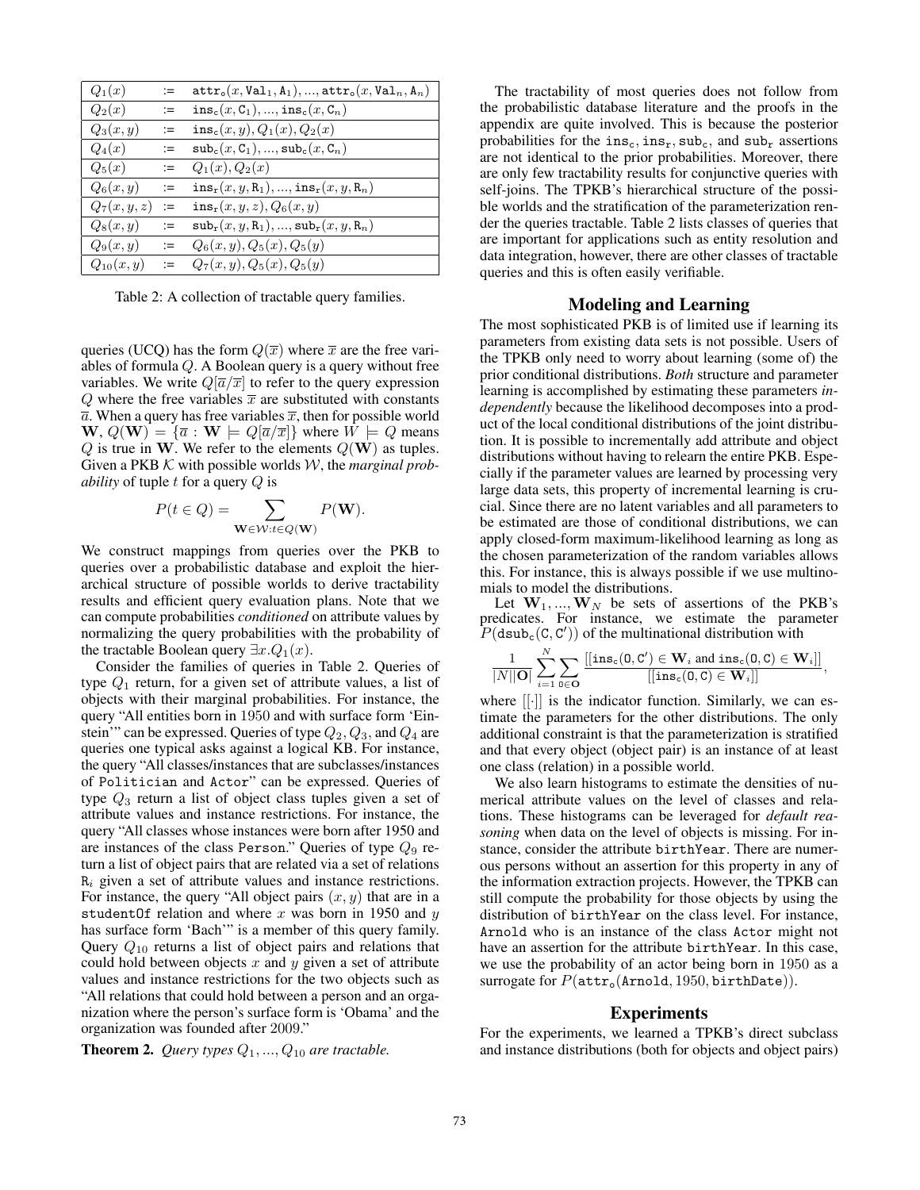| | | |
|---|---|---|
| $Q_1(x)$ | := | $\mathtt{attr_o}(x, \mathtt{Val}_1, \mathtt{A}_1), ..., \mathtt{attr_o}(x, \mathtt{Val}_n, \mathtt{A}_n)$ |
| $Q_2(x)$ | := | $\mathtt{ins_c}(x, \mathtt{C}_1), ..., \mathtt{ins_c}(x, \mathtt{C}_n)$ |
| $Q_3(x, y)$ | := | $\mathtt{ins_c}(x, y), Q_1(x), Q_2(x)$ |
| $Q_4(x)$ | := | $\mathtt{sub_c}(x, \mathtt{C}_1), ..., \mathtt{sub_c}(x, \mathtt{C}_n)$ |
| $Q_5(x)$ | := | $Q_1(x), Q_2(x)$ |
| $Q_6(x, y)$ | := | $\mathtt{ins_r}(x, y, \mathtt{R}_1), ..., \mathtt{ins_r}(x, y, \mathtt{R}_n)$ |
| $Q_7(x, y, z)$ | := | $\mathtt{ins_r}(x, y, z), Q_6(x, y)$ |
| $Q_8(x, y)$ | := | $\mathtt{sub_r}(x, y, \mathtt{R}_1), ..., \mathtt{sub_r}(x, y, \mathtt{R}_n)$ |
| $Q_9(x, y)$ | := | $Q_6(x, y), Q_5(x), Q_5(y)$ |
| $Q_{10}(x, y)$ | := | $Q_7(x, y), Q_5(x), Q_5(y)$ |

Table 2: A collection of tractable query families.

queries (UCQ) has the form $Q(\overline{x})$ where $\overline{x}$ are the free variables of formula $Q$. A Boolean query is a query without free variables. We write $Q[\overline{a}/\overline{x}]$ to refer to the query expression $Q$ where the free variables $\overline{x}$ are substituted with constants $\overline{a}$. When a query has free variables $\overline{x}$, then for possible world $\mathbf{W}$, $Q(\mathbf{W}) = \{\overline{a} : \mathbf{W} \models Q[\overline{a}/\overline{x}]\}$ where $W \models Q$ means $Q$ is true in $\mathbf{W}$. We refer to the elements $Q(\mathbf{W})$ as tuples. Given a PKB $\mathcal{K}$ with possible worlds $\mathcal{W}$, the *marginal probability* of tuple $t$ for a query $Q$ is

$$P(t \in Q) = \sum_{\mathbf{W} \in \mathcal{W} : t \in Q(\mathbf{W})} P(\mathbf{W}).$$

We construct mappings from queries over the PKB to queries over a probabilistic database and exploit the hierarchical structure of possible worlds to derive tractability results and efficient query evaluation plans. Note that we can compute probabilities *conditioned* on attribute values by normalizing the query probabilities with the probability of the tractable Boolean query $\exists x.Q_1(x)$.

Consider the families of queries in Table 2. Queries of type $Q_1$ return, for a given set of attribute values, a list of objects with their marginal probabilities. For instance, the query "All entities born in 1950 and with surface form 'Einstein'" can be expressed. Queries of type $Q_2, Q_3$, and $Q_4$ are queries one typical asks against a logical KB. For instance, the query "All classes/instances that are subclasses/instances of Politician and Actor" can be expressed. Queries of type $Q_3$ return a list of object class tuples given a set of attribute values and instance restrictions. For instance, the query "All classes whose instances were born after 1950 and are instances of the class Person." Queries of type $Q_9$ return a list of object pairs that are related via a set of relations $\mathtt{R}_i$ given a set of attribute values and instance restrictions. For instance, the query "All object pairs $(x, y)$ that are in a studentOf relation and where $x$ was born in 1950 and $y$ has surface form 'Bach'" is a member of this query family. Query $Q_{10}$ returns a list of object pairs and relations that could hold between objects $x$ and $y$ given a set of attribute values and instance restrictions for the two objects such as "All relations that could hold between a person and an organization where the person's surface form is 'Obama' and the organization was founded after 2009."

**Theorem 2.** *Query types $Q_1, ..., Q_{10}$ are tractable.*

The tractability of most queries does not follow from the probabilistic database literature and the proofs in the appendix are quite involved. This is because the posterior probabilities for the $\mathtt{ins_c}, \mathtt{ins_r}, \mathtt{sub_c}$, and $\mathtt{sub_r}$ assertions are not identical to the prior probabilities. Moreover, there are only few tractability results for conjunctive queries with self-joins. The TPKB's hierarchical structure of the possible worlds and the stratification of the parameterization render the queries tractable. Table 2 lists classes of queries that are important for applications such as entity resolution and data integration, however, there are other classes of tractable queries and this is often easily verifiable.

## Modeling and Learning

The most sophisticated PKB is of limited use if learning its parameters from existing data sets is not possible. Users of the TPKB only need to worry about learning (some of) the prior conditional distributions. *Both* structure and parameter learning is accomplished by estimating these parameters *independently* because the likelihood decomposes into a product of the local conditional distributions of the joint distribution. It is possible to incrementally add attribute and object distributions without having to relearn the entire PKB. Especially if the parameter values are learned by processing very large data sets, this property of incremental learning is crucial. Since there are no latent variables and all parameters to be estimated are those of conditional distributions, we can apply closed-form maximum-likelihood learning as long as the chosen parameterization of the random variables allows this. For instance, this is always possible if we use multinomials to model the distributions.

Let $\mathbf{W}_1, ..., \mathbf{W}_N$ be sets of assertions of the PKB's predicates. For instance, we estimate the parameter $P(\mathtt{dsub_c}(\mathtt{C}, \mathtt{C}'))$ of the multinational distribution with

$$\frac{1}{|N||\mathbf{O}|} \sum_{i=1}^{N} \sum_{\mathtt{O} \in \mathbf{O}} \frac{[[\mathtt{ins_c}(\mathtt{O}, \mathtt{C}') \in \mathbf{W}_i \text{ and } \mathtt{ins_c}(\mathtt{O}, \mathtt{C}) \in \mathbf{W}_i]]}{[[\mathtt{ins_c}(\mathtt{O}, \mathtt{C}) \in \mathbf{W}_i]]},$$

where $[[\cdot]]$ is the indicator function. Similarly, we can estimate the parameters for the other distributions. The only additional constraint is that the parameterization is stratified and that every object (object pair) is an instance of at least one class (relation) in a possible world.

We also learn histograms to estimate the densities of numerical attribute values on the level of classes and relations. These histograms can be leveraged for *default reasoning* when data on the level of objects is missing. For instance, consider the attribute birthYear. There are numerous persons without an assertion for this property in any of the information extraction projects. However, the TPKB can still compute the probability for those objects by using the distribution of birthYear on the class level. For instance, Arnold who is an instance of the class Actor might not have an assertion for the attribute birthYear. In this case, we use the probability of an actor being born in 1950 as a surrogate for $P(\mathtt{attr_o}(\mathtt{Arnold}, 1950, \mathtt{birthDate}))$.

## Experiments

For the experiments, we learned a TPKB's direct subclass and instance distributions (both for objects and object pairs)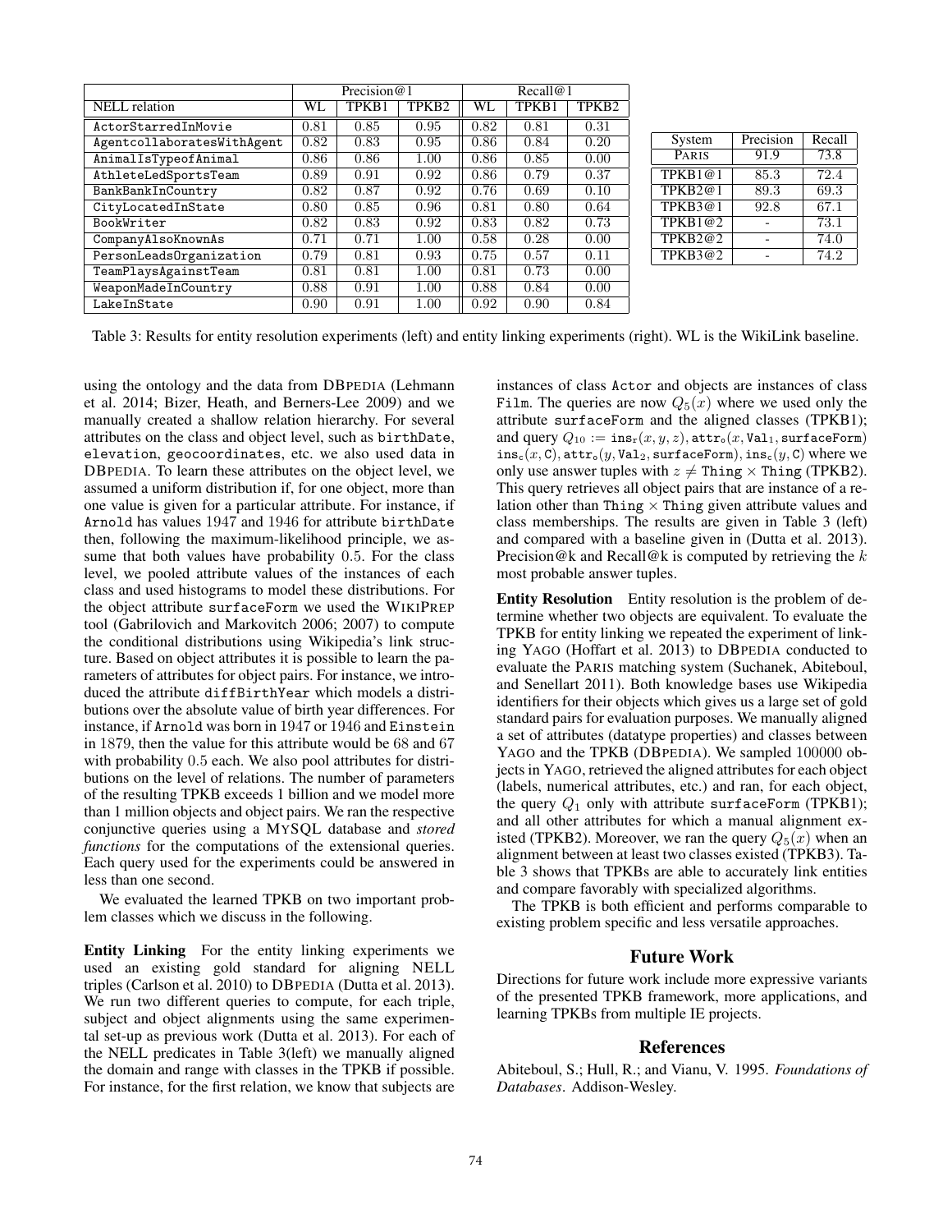| NELL relation | Precision@1 | | | Recall@1 | | |
|---|---|---|---|---|---|---|
| | WL | TPKB1 | TPKB2 | WL | TPKB1 | TPKB2 |
| ActorStarredInMovie | 0.81 | 0.85 | 0.95 | 0.82 | 0.81 | 0.31 |
| AgentcollaboratesWithAgent | 0.82 | 0.83 | 0.95 | 0.86 | 0.84 | 0.20 |
| AnimalIsTypeofAnimal | 0.86 | 0.86 | 1.00 | 0.86 | 0.85 | 0.00 |
| AthleteLedSportsTeam | 0.89 | 0.91 | 0.92 | 0.86 | 0.79 | 0.37 |
| BankBankInCountry | 0.82 | 0.87 | 0.92 | 0.76 | 0.69 | 0.10 |
| CityLocatedInState | 0.80 | 0.85 | 0.96 | 0.81 | 0.80 | 0.64 |
| BookWriter | 0.82 | 0.83 | 0.92 | 0.83 | 0.82 | 0.73 |
| CompanyAlsoKnownAs | 0.71 | 0.71 | 1.00 | 0.58 | 0.28 | 0.00 |
| PersonLeadsOrganization | 0.79 | 0.81 | 0.93 | 0.75 | 0.57 | 0.11 |
| TeamPlaysAgainstTeam | 0.81 | 0.81 | 1.00 | 0.81 | 0.73 | 0.00 |
| WeaponMadeInCountry | 0.88 | 0.91 | 1.00 | 0.88 | 0.84 | 0.00 |
| LakeInState | 0.90 | 0.91 | 1.00 | 0.92 | 0.90 | 0.84 |

| System | Precision | Recall |
|---|---|---|
| PARIS | 91.9 | 73.8 |
| TPKB1@1 | 85.3 | 72.4 |
| TPKB2@1 | 89.3 | 69.3 |
| TPKB3@1 | 92.8 | 67.1 |
| TPKB1@2 | - | 73.1 |
| TPKB2@2 | - | 74.0 |
| TPKB3@2 | - | 74.2 |

Table 3: Results for entity resolution experiments (left) and entity linking experiments (right). WL is the WikiLink baseline.

using the ontology and the data from DBPEDIA (Lehmann et al. 2014; Bizer, Heath, and Berners-Lee 2009) and we manually created a shallow relation hierarchy. For several attributes on the class and object level, such as birthDate, elevation, geocoordinates, etc. we also used data in DBPEDIA. To learn these attributes on the object level, we assumed a uniform distribution if, for one object, more than one value is given for a particular attribute. For instance, if Arnold has values 1947 and 1946 for attribute birthDate then, following the maximum-likelihood principle, we assume that both values have probability 0.5. For the class level, we pooled attribute values of the instances of each class and used histograms to model these distributions. For the object attribute surfaceForm we used the WIKIPREP tool (Gabrilovich and Markovitch 2006; 2007) to compute the conditional distributions using Wikipedia's link structure. Based on object attributes it is possible to learn the parameters of attributes for object pairs. For instance, we introduced the attribute diffBirthYear which models a distributions over the absolute value of birth year differences. For instance, if Arnold was born in 1947 or 1946 and Einstein in 1879, then the value for this attribute would be 68 and 67 with probability 0.5 each. We also pool attributes for distributions on the level of relations. The number of parameters of the resulting TPKB exceeds 1 billion and we model more than 1 million objects and object pairs. We ran the respective conjunctive queries using a MYSQL database and *stored functions* for the computations of the extensional queries. Each query used for the experiments could be answered in less than one second.

We evaluated the learned TPKB on two important problem classes which we discuss in the following.

**Entity Linking** For the entity linking experiments we used an existing gold standard for aligning NELL triples (Carlson et al. 2010) to DBPEDIA (Dutta et al. 2013). We run two different queries to compute, for each triple, subject and object alignments using the same experimental set-up as previous work (Dutta et al. 2013). For each of the NELL predicates in Table 3(left) we manually aligned the domain and range with classes in the TPKB if possible. For instance, for the first relation, we know that subjects are instances of class Actor and objects are instances of class Film. The queries are now $Q_5(x)$ where we used only the attribute surfaceForm and the aligned classes (TPKB1); and query $Q_{10} := \mathtt{ins_r}(x, y, z), \mathtt{attr_o}(x, \mathtt{Val_1}, \mathtt{surfaceForm})$ $\mathtt{ins_c}(x, \mathtt{C}), \mathtt{attr_o}(y, \mathtt{Val_2}, \mathtt{surfaceForm}), \mathtt{ins_c}(y, \mathtt{C})$ where we only use answer tuples with $z \neq \mathtt{Thing} \times \mathtt{Thing}$ (TPKB2). This query retrieves all object pairs that are instance of a relation other than Thing $\times$ Thing given attribute values and class memberships. The results are given in Table 3 (left) and compared with a baseline given in (Dutta et al. 2013). Precision@k and Recall@k is computed by retrieving the $k$ most probable answer tuples.

**Entity Resolution** Entity resolution is the problem of determine whether two objects are equivalent. To evaluate the TPKB for entity linking we repeated the experiment of linking YAGO (Hoffart et al. 2013) to DBPEDIA conducted to evaluate the PARIS matching system (Suchanek, Abiteboul, and Senellart 2011). Both knowledge bases use Wikipedia identifiers for their objects which gives us a large set of gold standard pairs for evaluation purposes. We manually aligned a set of attributes (datatype properties) and classes between YAGO and the TPKB (DBPEDIA). We sampled 100000 objects in YAGO, retrieved the aligned attributes for each object (labels, numerical attributes, etc.) and ran, for each object, the query $Q_1$ only with attribute surfaceForm (TPKB1); and all other attributes for which a manual alignment existed (TPKB2). Moreover, we ran the query $Q_5(x)$ when an alignment between at least two classes existed (TPKB3). Table 3 shows that TPKBs are able to accurately link entities and compare favorably with specialized algorithms.

The TPKB is both efficient and performs comparable to existing problem specific and less versatile approaches.

## Future Work

Directions for future work include more expressive variants of the presented TPKB framework, more applications, and learning TPKBs from multiple IE projects.

## References

Abiteboul, S.; Hull, R.; and Vianu, V. 1995. *Foundations of Databases*. Addison-Wesley.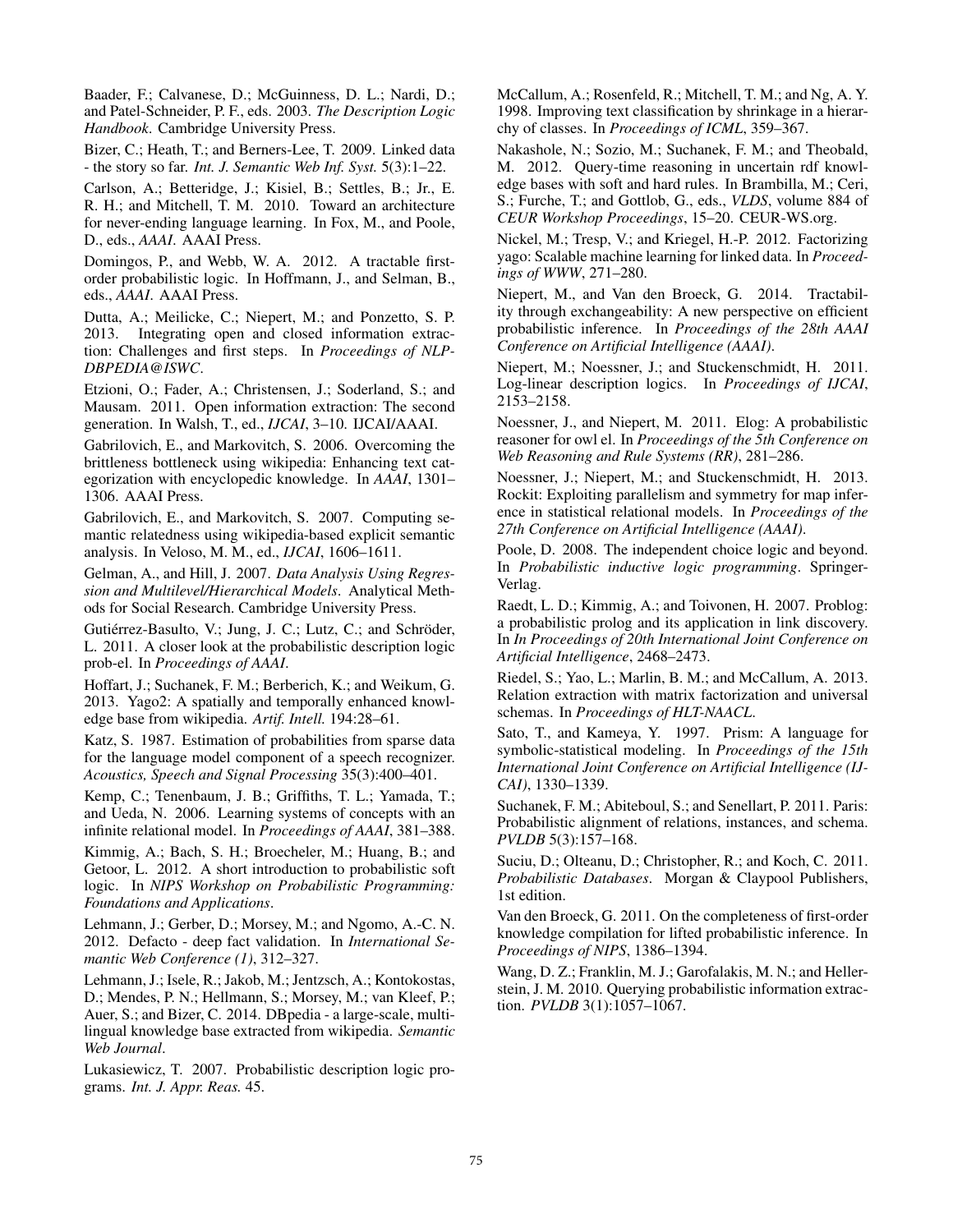Baader, F.; Calvanese, D.; McGuinness, D. L.; Nardi, D.; and Patel-Schneider, P. F., eds. 2003. *The Description Logic Handbook*. Cambridge University Press.

Bizer, C.; Heath, T.; and Berners-Lee, T. 2009. Linked data - the story so far. *Int. J. Semantic Web Inf. Syst.* 5(3):1–22.

Carlson, A.; Betteridge, J.; Kisiel, B.; Settles, B.; Jr., E. R. H.; and Mitchell, T. M. 2010. Toward an architecture for never-ending language learning. In Fox, M., and Poole, D., eds., *AAAI*. AAAI Press.

Domingos, P., and Webb, W. A. 2012. A tractable first-order probabilistic logic. In Hoffmann, J., and Selman, B., eds., *AAAI*. AAAI Press.

Dutta, A.; Meilicke, C.; Niepert, M.; and Ponzetto, S. P. 2013. Integrating open and closed information extraction: Challenges and first steps. In *Proceedings of NLP-DBPEDIA@ISWC*.

Etzioni, O.; Fader, A.; Christensen, J.; Soderland, S.; and Mausam. 2011. Open information extraction: The second generation. In Walsh, T., ed., *IJCAI*, 3–10. IJCAI/AAAI.

Gabrilovich, E., and Markovitch, S. 2006. Overcoming the brittleness bottleneck using wikipedia: Enhancing text categorization with encyclopedic knowledge. In *AAAI*, 1301–1306. AAAI Press.

Gabrilovich, E., and Markovitch, S. 2007. Computing semantic relatedness using wikipedia-based explicit semantic analysis. In Veloso, M. M., ed., *IJCAI*, 1606–1611.

Gelman, A., and Hill, J. 2007. *Data Analysis Using Regression and Multilevel/Hierarchical Models*. Analytical Methods for Social Research. Cambridge University Press.

Gutiérrez-Basulto, V.; Jung, J. C.; Lutz, C.; and Schröder, L. 2011. A closer look at the probabilistic description logic prob-el. In *Proceedings of AAAI*.

Hoffart, J.; Suchanek, F. M.; Berberich, K.; and Weikum, G. 2013. Yago2: A spatially and temporally enhanced knowledge base from wikipedia. *Artif. Intell.* 194:28–61.

Katz, S. 1987. Estimation of probabilities from sparse data for the language model component of a speech recognizer. *Acoustics, Speech and Signal Processing* 35(3):400–401.

Kemp, C.; Tenenbaum, J. B.; Griffiths, T. L.; Yamada, T.; and Ueda, N. 2006. Learning systems of concepts with an infinite relational model. In *Proceedings of AAAI*, 381–388.

Kimmig, A.; Bach, S. H.; Broecheler, M.; Huang, B.; and Getoor, L. 2012. A short introduction to probabilistic soft logic. In *NIPS Workshop on Probabilistic Programming: Foundations and Applications*.

Lehmann, J.; Gerber, D.; Morsey, M.; and Ngomo, A.-C. N. 2012. Defacto - deep fact validation. In *International Semantic Web Conference (1)*, 312–327.

Lehmann, J.; Isele, R.; Jakob, M.; Jentzsch, A.; Kontokostas, D.; Mendes, P. N.; Hellmann, S.; Morsey, M.; van Kleef, P.; Auer, S.; and Bizer, C. 2014. DBpedia - a large-scale, multilingual knowledge base extracted from wikipedia. *Semantic Web Journal*.

Lukasiewicz, T. 2007. Probabilistic description logic programs. *Int. J. Appr. Reas.* 45.

McCallum, A.; Rosenfeld, R.; Mitchell, T. M.; and Ng, A. Y. 1998. Improving text classification by shrinkage in a hierarchy of classes. In *Proceedings of ICML*, 359–367.

Nakashole, N.; Sozio, M.; Suchanek, F. M.; and Theobald, M. 2012. Query-time reasoning in uncertain rdf knowledge bases with soft and hard rules. In Brambilla, M.; Ceri, S.; Furche, T.; and Gottlob, G., eds., *VLDS*, volume 884 of *CEUR Workshop Proceedings*, 15–20. CEUR-WS.org.

Nickel, M.; Tresp, V.; and Kriegel, H.-P. 2012. Factorizing yago: Scalable machine learning for linked data. In *Proceedings of WWW*, 271–280.

Niepert, M., and Van den Broeck, G. 2014. Tractability through exchangeability: A new perspective on efficient probabilistic inference. In *Proceedings of the 28th AAAI Conference on Artificial Intelligence (AAAI)*.

Niepert, M.; Noessner, J.; and Stuckenschmidt, H. 2011. Log-linear description logics. In *Proceedings of IJCAI*, 2153–2158.

Noessner, J., and Niepert, M. 2011. Elog: A probabilistic reasoner for owl el. In *Proceedings of the 5th Conference on Web Reasoning and Rule Systems (RR)*, 281–286.

Noessner, J.; Niepert, M.; and Stuckenschmidt, H. 2013. Rockit: Exploiting parallelism and symmetry for map inference in statistical relational models. In *Proceedings of the 27th Conference on Artificial Intelligence (AAAI)*.

Poole, D. 2008. The independent choice logic and beyond. In *Probabilistic inductive logic programming*. Springer-Verlag.

Raedt, L. D.; Kimmig, A.; and Toivonen, H. 2007. Problog: a probabilistic prolog and its application in link discovery. In *In Proceedings of 20th International Joint Conference on Artificial Intelligence*, 2468–2473.

Riedel, S.; Yao, L.; Marlin, B. M.; and McCallum, A. 2013. Relation extraction with matrix factorization and universal schemas. In *Proceedings of HLT-NAACL*.

Sato, T., and Kameya, Y. 1997. Prism: A language for symbolic-statistical modeling. In *Proceedings of the 15th International Joint Conference on Artificial Intelligence (IJCAI)*, 1330–1339.

Suchanek, F. M.; Abiteboul, S.; and Senellart, P. 2011. Paris: Probabilistic alignment of relations, instances, and schema. *PVLDB* 5(3):157–168.

Suciu, D.; Olteanu, D.; Christopher, R.; and Koch, C. 2011. *Probabilistic Databases*. Morgan & Claypool Publishers, 1st edition.

Van den Broeck, G. 2011. On the completeness of first-order knowledge compilation for lifted probabilistic inference. In *Proceedings of NIPS*, 1386–1394.

Wang, D. Z.; Franklin, M. J.; Garofalakis, M. N.; and Hellerstein, J. M. 2010. Querying probabilistic information extraction. *PVLDB* 3(1):1057–1067.